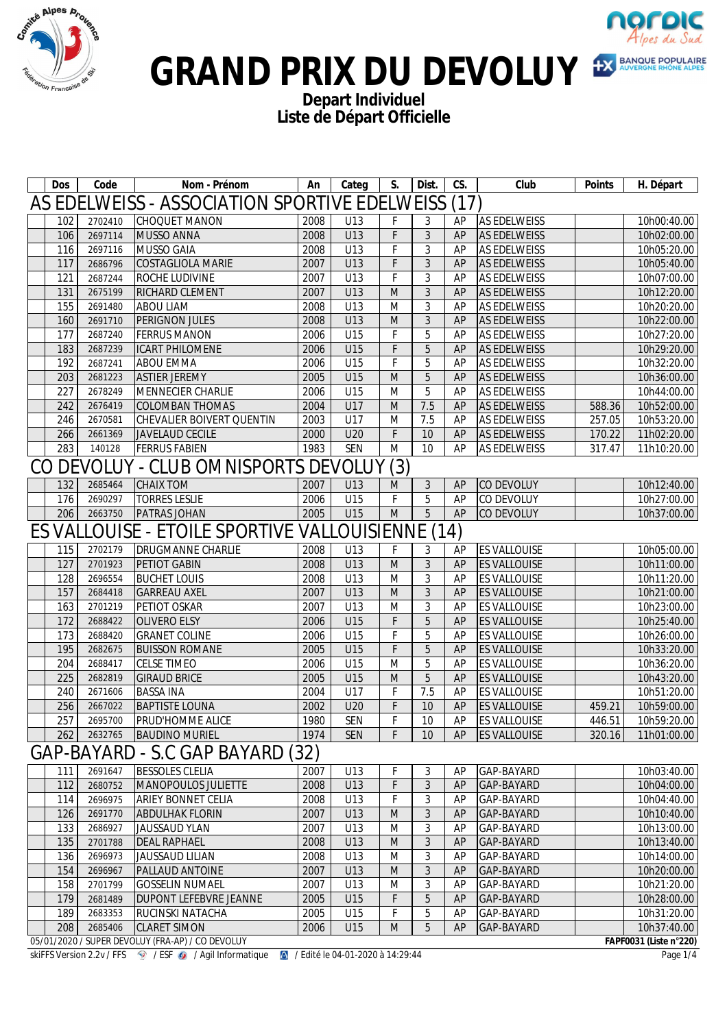# GRAND PRIX DU DEVOLUY

**Depart Individuel**
**Liste de Départ Officielle**

| Dos | Code | Nom - Prénom | An | Categ | S. | Dist. | CS. | Club | Points | H. Départ |
|---|---|---|---|---|---|---|---|---|---|---|
| **AS EDELWEISS - ASSOCIATION SPORTIVE EDELWEISS (17)** | | | | | | | | | | |
| 102 | 2702410 | CHOQUET MANON | 2008 | U13 | F | 3 | AP | AS EDELWEISS | | 10h00:40.00 |
| 106 | 2697114 | MUSSO ANNA | 2008 | U13 | F | 3 | AP | AS EDELWEISS | | 10h02:00.00 |
| 116 | 2697116 | MUSSO GAIA | 2008 | U13 | F | 3 | AP | AS EDELWEISS | | 10h05:20.00 |
| 117 | 2686796 | COSTAGLIOLA MARIE | 2007 | U13 | F | 3 | AP | AS EDELWEISS | | 10h05:40.00 |
| 121 | 2687244 | ROCHE LUDIVINE | 2007 | U13 | F | 3 | AP | AS EDELWEISS | | 10h07:00.00 |
| 131 | 2675199 | RICHARD CLEMENT | 2007 | U13 | M | 3 | AP | AS EDELWEISS | | 10h12:20.00 |
| 155 | 2691480 | ABOU LIAM | 2008 | U13 | M | 3 | AP | AS EDELWEISS | | 10h20:20.00 |
| 160 | 2691710 | PERIGNON JULES | 2008 | U13 | M | 3 | AP | AS EDELWEISS | | 10h22:00.00 |
| 177 | 2687240 | FERRUS MANON | 2006 | U15 | F | 5 | AP | AS EDELWEISS | | 10h27:20.00 |
| 183 | 2687239 | ICART PHILOMENE | 2006 | U15 | F | 5 | AP | AS EDELWEISS | | 10h29:20.00 |
| 192 | 2687241 | ABOU EMMA | 2006 | U15 | F | 5 | AP | AS EDELWEISS | | 10h32:20.00 |
| 203 | 2681223 | ASTIER JEREMY | 2005 | U15 | M | 5 | AP | AS EDELWEISS | | 10h36:00.00 |
| 227 | 2678249 | MENNECIER CHARLIE | 2006 | U15 | M | 5 | AP | AS EDELWEISS | | 10h44:00.00 |
| 242 | 2676419 | COLOMBAN THOMAS | 2004 | U17 | M | 7.5 | AP | AS EDELWEISS | 588.36 | 10h52:00.00 |
| 246 | 2670581 | CHEVALIER BOIVERT QUENTIN | 2003 | U17 | M | 7.5 | AP | AS EDELWEISS | 257.05 | 10h53:20.00 |
| 266 | 2661369 | JAVELAUD CECILE | 2000 | U20 | F | 10 | AP | AS EDELWEISS | 170.22 | 11h02:20.00 |
| 283 | 140128 | FERRUS FABIEN | 1983 | SEN | M | 10 | AP | AS EDELWEISS | 317.47 | 11h10:20.00 |
| **CO DEVOLUY - CLUB OMNISPORTS DEVOLUY (3)** | | | | | | | | | | |
| 132 | 2685464 | CHAIX TOM | 2007 | U13 | M | 3 | AP | CO DEVOLUY | | 10h12:40.00 |
| 176 | 2690297 | TORRES LESLIE | 2006 | U15 | F | 5 | AP | CO DEVOLUY | | 10h27:00.00 |
| 206 | 2663750 | PATRAS JOHAN | 2005 | U15 | M | 5 | AP | CO DEVOLUY | | 10h37:00.00 |
| **ES VALLOUISE - ETOILE SPORTIVE VALLOUISIENNE (14)** | | | | | | | | | | |
| 115 | 2702179 | DRUGMANNE CHARLIE | 2008 | U13 | F | 3 | AP | ES VALLOUISE | | 10h05:00.00 |
| 127 | 2701923 | PETIOT GABIN | 2008 | U13 | M | 3 | AP | ES VALLOUISE | | 10h11:00.00 |
| 128 | 2696554 | BUCHET LOUIS | 2008 | U13 | M | 3 | AP | ES VALLOUISE | | 10h11:20.00 |
| 157 | 2684418 | GARREAU AXEL | 2007 | U13 | M | 3 | AP | ES VALLOUISE | | 10h21:00.00 |
| 163 | 2701219 | PETIOT OSKAR | 2007 | U13 | M | 3 | AP | ES VALLOUISE | | 10h23:00.00 |
| 172 | 2688422 | OLIVERO ELSY | 2006 | U15 | F | 5 | AP | ES VALLOUISE | | 10h25:40.00 |
| 173 | 2688420 | GRANET COLINE | 2006 | U15 | F | 5 | AP | ES VALLOUISE | | 10h26:00.00 |
| 195 | 2682675 | BUISSON ROMANE | 2005 | U15 | F | 5 | AP | ES VALLOUISE | | 10h33:20.00 |
| 204 | 2688417 | CELSE TIMEO | 2006 | U15 | M | 5 | AP | ES VALLOUISE | | 10h36:20.00 |
| 225 | 2682819 | GIRAUD BRICE | 2005 | U15 | M | 5 | AP | ES VALLOUISE | | 10h43:20.00 |
| 240 | 2671606 | BASSA INA | 2004 | U17 | F | 7.5 | AP | ES VALLOUISE | | 10h51:20.00 |
| 256 | 2667022 | BAPTISTE LOUNA | 2002 | U20 | F | 10 | AP | ES VALLOUISE | 459.21 | 10h59:00.00 |
| 257 | 2695700 | PRUD'HOMME ALICE | 1980 | SEN | F | 10 | AP | ES VALLOUISE | 446.51 | 10h59:20.00 |
| 262 | 2632765 | BAUDINO MURIEL | 1974 | SEN | F | 10 | AP | ES VALLOUISE | 320.16 | 11h01:00.00 |
| **GAP-BAYARD - S.C GAP BAYARD (32)** | | | | | | | | | | |
| 111 | 2691647 | BESSOLES CLELIA | 2007 | U13 | F | 3 | AP | GAP-BAYARD | | 10h03:40.00 |
| 112 | 2680752 | MANOPOULOS JULIETTE | 2008 | U13 | F | 3 | AP | GAP-BAYARD | | 10h04:00.00 |
| 114 | 2696975 | ARIEY BONNET CELIA | 2008 | U13 | F | 3 | AP | GAP-BAYARD | | 10h04:40.00 |
| 126 | 2691770 | ABDULHAK FLORIN | 2007 | U13 | M | 3 | AP | GAP-BAYARD | | 10h10:40.00 |
| 133 | 2686927 | JAUSSAUD YLAN | 2007 | U13 | M | 3 | AP | GAP-BAYARD | | 10h13:00.00 |
| 135 | 2701788 | DEAL RAPHAEL | 2008 | U13 | M | 3 | AP | GAP-BAYARD | | 10h13:40.00 |
| 136 | 2696973 | JAUSSAUD LILIAN | 2008 | U13 | M | 3 | AP | GAP-BAYARD | | 10h14:00.00 |
| 154 | 2696967 | PALLAUD ANTOINE | 2007 | U13 | M | 3 | AP | GAP-BAYARD | | 10h20:00.00 |
| 158 | 2701799 | GOSSELIN NUMAEL | 2007 | U13 | M | 3 | AP | GAP-BAYARD | | 10h21:20.00 |
| 179 | 2681489 | DUPONT LEFEBVRE JEANNE | 2005 | U15 | F | 5 | AP | GAP-BAYARD | | 10h28:00.00 |
| 189 | 2683353 | RUCINSKI NATACHA | 2005 | U15 | F | 5 | AP | GAP-BAYARD | | 10h31:20.00 |
| 208 | 2685406 | CLARET SIMON | 2006 | U15 | M | 5 | AP | GAP-BAYARD | | 10h37:40.00 |

05/01/2020 / SUPER DEVOLUY (FRA-AP) / CO DEVOLUY — **FAPF0031 (Liste n°220)**

skiFFS Version 2.2v / FFS / ESF / Agil Informatique / Edité le 04-01-2020 à 14:29:44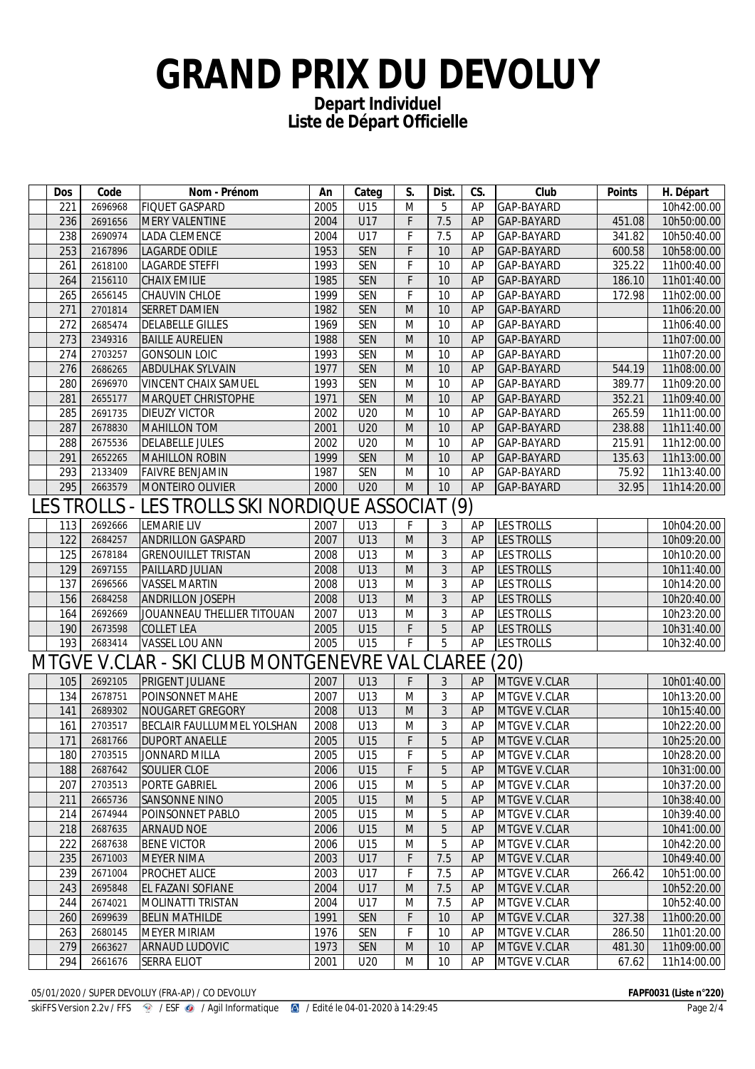# GRAND PRIX DU DEVOLUY

**Depart Individuel**
**Liste de Départ Officielle**

| Dos | Code | Nom - Prénom | An | Categ | S. | Dist. | CS. | Club | Points | H. Départ |
|---|---|---|---|---|---|---|---|---|---|---|
| 221 | 2696968 | FIQUET GASPARD | 2005 | U15 | M | 5 | AP | GAP-BAYARD | | 10h42:00.00 |
| 236 | 2691656 | MERY VALENTINE | 2004 | U17 | F | 7.5 | AP | GAP-BAYARD | 451.08 | 10h50:00.00 |
| 238 | 2690974 | LADA CLEMENCE | 2004 | U17 | F | 7.5 | AP | GAP-BAYARD | 341.82 | 10h50:40.00 |
| 253 | 2167896 | LAGARDE ODILE | 1953 | SEN | F | 10 | AP | GAP-BAYARD | 600.58 | 10h58:00.00 |
| 261 | 2618100 | LAGARDE STEFFI | 1993 | SEN | F | 10 | AP | GAP-BAYARD | 325.22 | 11h00:40.00 |
| 264 | 2156110 | CHAIX EMILIE | 1985 | SEN | F | 10 | AP | GAP-BAYARD | 186.10 | 11h01:40.00 |
| 265 | 2656145 | CHAUVIN CHLOE | 1999 | SEN | F | 10 | AP | GAP-BAYARD | 172.98 | 11h02:00.00 |
| 271 | 2701814 | SERRET DAMIEN | 1982 | SEN | M | 10 | AP | GAP-BAYARD | | 11h06:20.00 |
| 272 | 2685474 | DELABELLE GILLES | 1969 | SEN | M | 10 | AP | GAP-BAYARD | | 11h06:40.00 |
| 273 | 2349316 | BAILLE AURELIEN | 1988 | SEN | M | 10 | AP | GAP-BAYARD | | 11h07:00.00 |
| 274 | 2703257 | GONSOLIN LOIC | 1993 | SEN | M | 10 | AP | GAP-BAYARD | | 11h07:20.00 |
| 276 | 2686265 | ABDULHAK SYLVAIN | 1977 | SEN | M | 10 | AP | GAP-BAYARD | 544.19 | 11h08:00.00 |
| 280 | 2696970 | VINCENT CHAIX SAMUEL | 1993 | SEN | M | 10 | AP | GAP-BAYARD | 389.77 | 11h09:20.00 |
| 281 | 2655177 | MARQUET CHRISTOPHE | 1971 | SEN | M | 10 | AP | GAP-BAYARD | 352.21 | 11h09:40.00 |
| 285 | 2691735 | DIEUZY VICTOR | 2002 | U20 | M | 10 | AP | GAP-BAYARD | 265.59 | 11h11:00.00 |
| 287 | 2678830 | MAHILLON TOM | 2001 | U20 | M | 10 | AP | GAP-BAYARD | 238.88 | 11h11:40.00 |
| 288 | 2675536 | DELABELLE JULES | 2002 | U20 | M | 10 | AP | GAP-BAYARD | 215.91 | 11h12:00.00 |
| 291 | 2652265 | MAHILLON ROBIN | 1999 | SEN | M | 10 | AP | GAP-BAYARD | 135.63 | 11h13:00.00 |
| 293 | 2133409 | FAIVRE BENJAMIN | 1987 | SEN | M | 10 | AP | GAP-BAYARD | 75.92 | 11h13:40.00 |
| 295 | 2663579 | MONTEIRO OLIVIER | 2000 | U20 | M | 10 | AP | GAP-BAYARD | 32.95 | 11h14:20.00 |

## LES TROLLS - LES TROLLS SKI NORDIQUE ASSOCIAT (9)

| Dos | Code | Nom - Prénom | An | Categ | S. | Dist. | CS. | Club | Points | H. Départ |
|---|---|---|---|---|---|---|---|---|---|---|
| 113 | 2692666 | LEMARIE LIV | 2007 | U13 | F | 3 | AP | LES TROLLS | | 10h04:20.00 |
| 122 | 2684257 | ANDRILLON GASPARD | 2007 | U13 | M | 3 | AP | LES TROLLS | | 10h09:20.00 |
| 125 | 2678184 | GRENOUILLET TRISTAN | 2008 | U13 | M | 3 | AP | LES TROLLS | | 10h10:20.00 |
| 129 | 2697155 | PAILLARD JULIAN | 2008 | U13 | M | 3 | AP | LES TROLLS | | 10h11:40.00 |
| 137 | 2696566 | VASSEL MARTIN | 2008 | U13 | M | 3 | AP | LES TROLLS | | 10h14:20.00 |
| 156 | 2684258 | ANDRILLON JOSEPH | 2008 | U13 | M | 3 | AP | LES TROLLS | | 10h20:40.00 |
| 164 | 2692669 | JOUANNEAU THELLIER TITOUAN | 2007 | U13 | M | 3 | AP | LES TROLLS | | 10h23:20.00 |
| 190 | 2673598 | COLLET LEA | 2005 | U15 | F | 5 | AP | LES TROLLS | | 10h31:40.00 |
| 193 | 2683414 | VASSEL LOU ANN | 2005 | U15 | F | 5 | AP | LES TROLLS | | 10h32:40.00 |

## MTGVE V.CLAR - SKI CLUB MONTGENEVRE VAL CLAREE (20)

| Dos | Code | Nom - Prénom | An | Categ | S. | Dist. | CS. | Club | Points | H. Départ |
|---|---|---|---|---|---|---|---|---|---|---|
| 105 | 2692105 | PRIGENT JULIANE | 2007 | U13 | F | 3 | AP | MTGVE V.CLAR | | 10h01:40.00 |
| 134 | 2678751 | POINSONNET MAHE | 2007 | U13 | M | 3 | AP | MTGVE V.CLAR | | 10h13:20.00 |
| 141 | 2689302 | NOUGARET GREGORY | 2008 | U13 | M | 3 | AP | MTGVE V.CLAR | | 10h15:40.00 |
| 161 | 2703517 | BECLAIR FAULLUMMEL YOLSHAN | 2008 | U13 | M | 3 | AP | MTGVE V.CLAR | | 10h22:20.00 |
| 171 | 2681766 | DUPORT ANAELLE | 2005 | U15 | F | 5 | AP | MTGVE V.CLAR | | 10h25:20.00 |
| 180 | 2703515 | JONNARD MILLA | 2005 | U15 | F | 5 | AP | MTGVE V.CLAR | | 10h28:20.00 |
| 188 | 2687642 | SOULIER CLOE | 2006 | U15 | F | 5 | AP | MTGVE V.CLAR | | 10h31:00.00 |
| 207 | 2703513 | PORTE GABRIEL | 2006 | U15 | M | 5 | AP | MTGVE V.CLAR | | 10h37:20.00 |
| 211 | 2665736 | SANSONNE NINO | 2005 | U15 | M | 5 | AP | MTGVE V.CLAR | | 10h38:40.00 |
| 214 | 2674944 | POINSONNET PABLO | 2005 | U15 | M | 5 | AP | MTGVE V.CLAR | | 10h39:40.00 |
| 218 | 2687635 | ARNAUD NOE | 2006 | U15 | M | 5 | AP | MTGVE V.CLAR | | 10h41:00.00 |
| 222 | 2687638 | BENE VICTOR | 2006 | U15 | M | 5 | AP | MTGVE V.CLAR | | 10h42:20.00 |
| 235 | 2671003 | MEYER NIMA | 2003 | U17 | F | 7.5 | AP | MTGVE V.CLAR | | 10h49:40.00 |
| 239 | 2671004 | PROCHET ALICE | 2003 | U17 | F | 7.5 | AP | MTGVE V.CLAR | 266.42 | 10h51:00.00 |
| 243 | 2695848 | EL FAZANI SOFIANE | 2004 | U17 | M | 7.5 | AP | MTGVE V.CLAR | | 10h52:20.00 |
| 244 | 2674021 | MOLINATTI TRISTAN | 2004 | U17 | M | 7.5 | AP | MTGVE V.CLAR | | 10h52:40.00 |
| 260 | 2699639 | BELIN MATHILDE | 1991 | SEN | F | 10 | AP | MTGVE V.CLAR | 327.38 | 11h00:20.00 |
| 263 | 2680145 | MEYER MIRIAM | 1976 | SEN | F | 10 | AP | MTGVE V.CLAR | 286.50 | 11h01:20.00 |
| 279 | 2663627 | ARNAUD LUDOVIC | 1973 | SEN | M | 10 | AP | MTGVE V.CLAR | 481.30 | 11h09:00.00 |
| 294 | 2661676 | SERRA ELIOT | 2001 | U20 | M | 10 | AP | MTGVE V.CLAR | 67.62 | 11h14:00.00 |

05/01/2020 / SUPER DEVOLUY (FRA-AP) / CO DEVOLUY — **FAPF0031 (Liste n°220)**

skiFFS Version 2.2v / FFS / ESF / Agil Informatique / Edité le 04-01-2020 à 14:29:45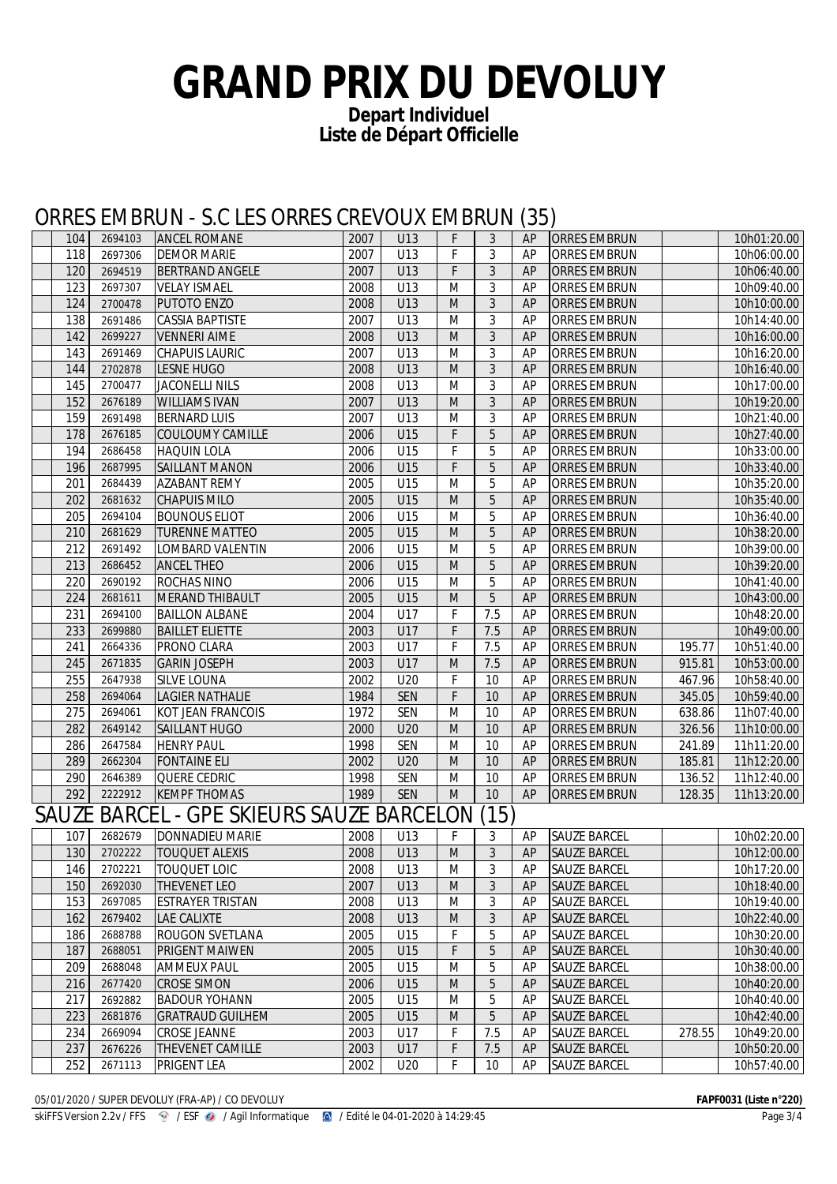# GRAND PRIX DU DEVOLUY

**Depart Individuel**
**Liste de Départ Officielle**

## ORRES EMBRUN - S.C LES ORRES CREVOUX EMBRUN (35)

| | Dos | Code | Nom | Année | Cat. | Sexe | | | Club | Points | Heure |
|---|---|---|---|---|---|---|---|---|---|---|---|
| | 104 | 2694103 | ANCEL ROMANE | 2007 | U13 | F | 3 | AP | ORRES EMBRUN | | 10h01:20.00 |
| | 118 | 2697306 | DEMOR MARIE | 2007 | U13 | F | 3 | AP | ORRES EMBRUN | | 10h06:00.00 |
| | 120 | 2694519 | BERTRAND ANGELE | 2007 | U13 | F | 3 | AP | ORRES EMBRUN | | 10h06:40.00 |
| | 123 | 2697307 | VELAY ISMAEL | 2008 | U13 | M | 3 | AP | ORRES EMBRUN | | 10h09:40.00 |
| | 124 | 2700478 | PUTOTO ENZO | 2008 | U13 | M | 3 | AP | ORRES EMBRUN | | 10h10:00.00 |
| | 138 | 2691486 | CASSIA BAPTISTE | 2007 | U13 | M | 3 | AP | ORRES EMBRUN | | 10h14:40.00 |
| | 142 | 2699227 | VENNERI AIME | 2008 | U13 | M | 3 | AP | ORRES EMBRUN | | 10h16:00.00 |
| | 143 | 2691469 | CHAPUIS LAURIC | 2007 | U13 | M | 3 | AP | ORRES EMBRUN | | 10h16:20.00 |
| | 144 | 2702878 | LESNE HUGO | 2008 | U13 | M | 3 | AP | ORRES EMBRUN | | 10h16:40.00 |
| | 145 | 2700477 | JACONELLI NILS | 2008 | U13 | M | 3 | AP | ORRES EMBRUN | | 10h17:00.00 |
| | 152 | 2676189 | WILLIAMS IVAN | 2007 | U13 | M | 3 | AP | ORRES EMBRUN | | 10h19:20.00 |
| | 159 | 2691498 | BERNARD LUIS | 2007 | U13 | M | 3 | AP | ORRES EMBRUN | | 10h21:40.00 |
| | 178 | 2676185 | COULOUMY CAMILLE | 2006 | U15 | F | 5 | AP | ORRES EMBRUN | | 10h27:40.00 |
| | 194 | 2686458 | HAQUIN LOLA | 2006 | U15 | F | 5 | AP | ORRES EMBRUN | | 10h33:00.00 |
| | 196 | 2687995 | SAILLANT MANON | 2006 | U15 | F | 5 | AP | ORRES EMBRUN | | 10h33:40.00 |
| | 201 | 2684439 | AZABANT REMY | 2005 | U15 | M | 5 | AP | ORRES EMBRUN | | 10h35:20.00 |
| | 202 | 2681632 | CHAPUIS MILO | 2005 | U15 | M | 5 | AP | ORRES EMBRUN | | 10h35:40.00 |
| | 205 | 2694104 | BOUNOUS ELIOT | 2006 | U15 | M | 5 | AP | ORRES EMBRUN | | 10h36:40.00 |
| | 210 | 2681629 | TURENNE MATTEO | 2005 | U15 | M | 5 | AP | ORRES EMBRUN | | 10h38:20.00 |
| | 212 | 2691492 | LOMBARD VALENTIN | 2006 | U15 | M | 5 | AP | ORRES EMBRUN | | 10h39:00.00 |
| | 213 | 2686452 | ANCEL THEO | 2006 | U15 | M | 5 | AP | ORRES EMBRUN | | 10h39:20.00 |
| | 220 | 2690192 | ROCHAS NINO | 2006 | U15 | M | 5 | AP | ORRES EMBRUN | | 10h41:40.00 |
| | 224 | 2681611 | MERAND THIBAULT | 2005 | U15 | M | 5 | AP | ORRES EMBRUN | | 10h43:00.00 |
| | 231 | 2694100 | BAILLON ALBANE | 2004 | U17 | F | 7.5 | AP | ORRES EMBRUN | | 10h48:20.00 |
| | 233 | 2699880 | BAILLET ELIETTE | 2003 | U17 | F | 7.5 | AP | ORRES EMBRUN | | 10h49:00.00 |
| | 241 | 2664336 | PRONO CLARA | 2003 | U17 | F | 7.5 | AP | ORRES EMBRUN | 195.77 | 10h51:40.00 |
| | 245 | 2671835 | GARIN JOSEPH | 2003 | U17 | M | 7.5 | AP | ORRES EMBRUN | 915.81 | 10h53:00.00 |
| | 255 | 2647938 | SILVE LOUNA | 2002 | U20 | F | 10 | AP | ORRES EMBRUN | 467.96 | 10h58:40.00 |
| | 258 | 2694064 | LAGIER NATHALIE | 1984 | SEN | F | 10 | AP | ORRES EMBRUN | 345.05 | 10h59:40.00 |
| | 275 | 2694061 | KOT JEAN FRANCOIS | 1972 | SEN | M | 10 | AP | ORRES EMBRUN | 638.86 | 11h07:40.00 |
| | 282 | 2649142 | SAILLANT HUGO | 2000 | U20 | M | 10 | AP | ORRES EMBRUN | 326.56 | 11h10:00.00 |
| | 286 | 2647584 | HENRY PAUL | 1998 | SEN | M | 10 | AP | ORRES EMBRUN | 241.89 | 11h11:20.00 |
| | 289 | 2662304 | FONTAINE ELI | 2002 | U20 | M | 10 | AP | ORRES EMBRUN | 185.81 | 11h12:20.00 |
| | 290 | 2646389 | QUERE CEDRIC | 1998 | SEN | M | 10 | AP | ORRES EMBRUN | 136.52 | 11h12:40.00 |
| | 292 | 2222912 | KEMPF THOMAS | 1989 | SEN | M | 10 | AP | ORRES EMBRUN | 128.35 | 11h13:20.00 |

## SAUZE BARCEL - GPE SKIEURS SAUZE BARCELON (15)

| | Dos | Code | Nom | Année | Cat. | Sexe | | | Club | Points | Heure |
|---|---|---|---|---|---|---|---|---|---|---|---|
| | 107 | 2682679 | DONNADIEU MARIE | 2008 | U13 | F | 3 | AP | SAUZE BARCEL | | 10h02:20.00 |
| | 130 | 2702222 | TOUQUET ALEXIS | 2008 | U13 | M | 3 | AP | SAUZE BARCEL | | 10h12:00.00 |
| | 146 | 2702221 | TOUQUET LOIC | 2008 | U13 | M | 3 | AP | SAUZE BARCEL | | 10h17:20.00 |
| | 150 | 2692030 | THEVENET LEO | 2007 | U13 | M | 3 | AP | SAUZE BARCEL | | 10h18:40.00 |
| | 153 | 2697085 | ESTRAYER TRISTAN | 2008 | U13 | M | 3 | AP | SAUZE BARCEL | | 10h19:40.00 |
| | 162 | 2679402 | LAE CALIXTE | 2008 | U13 | M | 3 | AP | SAUZE BARCEL | | 10h22:40.00 |
| | 186 | 2688788 | ROUGON SVETLANA | 2005 | U15 | F | 5 | AP | SAUZE BARCEL | | 10h30:20.00 |
| | 187 | 2688051 | PRIGENT MAIWEN | 2005 | U15 | F | 5 | AP | SAUZE BARCEL | | 10h30:40.00 |
| | 209 | 2688048 | AMMEUX PAUL | 2005 | U15 | M | 5 | AP | SAUZE BARCEL | | 10h38:00.00 |
| | 216 | 2677420 | CROSE SIMON | 2006 | U15 | M | 5 | AP | SAUZE BARCEL | | 10h40:20.00 |
| | 217 | 2692882 | BADOUR YOHANN | 2005 | U15 | M | 5 | AP | SAUZE BARCEL | | 10h40:40.00 |
| | 223 | 2681876 | GRATRAUD GUILHEM | 2005 | U15 | M | 5 | AP | SAUZE BARCEL | | 10h42:40.00 |
| | 234 | 2669094 | CROSE JEANNE | 2003 | U17 | F | 7.5 | AP | SAUZE BARCEL | 278.55 | 10h49:20.00 |
| | 237 | 2676226 | THEVENET CAMILLE | 2003 | U17 | F | 7.5 | AP | SAUZE BARCEL | | 10h50:20.00 |
| | 252 | 2671113 | PRIGENT LEA | 2002 | U20 | F | 10 | AP | SAUZE BARCEL | | 10h57:40.00 |

05/01/2020 / SUPER DEVOLUY (FRA-AP) / CO DEVOLUY — **FAPF0031 (Liste n°220)**

skiFFS Version 2.2v / FFS / ESF / Agil Informatique / Edité le 04-01-2020 à 14:29:45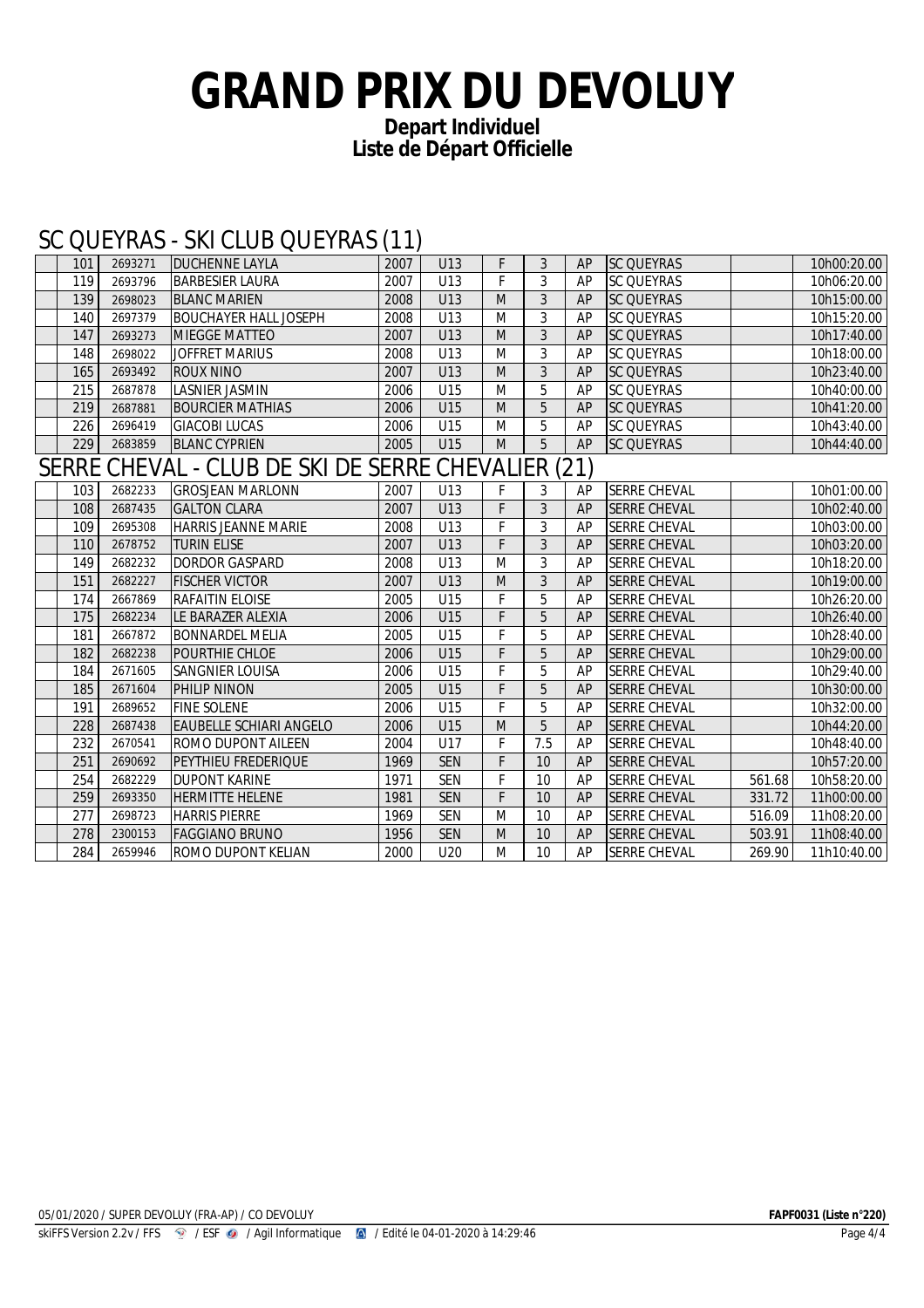# GRAND PRIX DU DEVOLUY

**Depart Individuel**
**Liste de Départ Officielle**

## SC QUEYRAS - SKI CLUB QUEYRAS (11)

| | | | | | | | | | | | |
|---|---|---|---|---|---|---|---|---|---|---|---|
| | 101 | 2693271 | DUCHENNE LAYLA | 2007 | U13 | F | 3 | AP | SC QUEYRAS | | 10h00:20.00 |
| | 119 | 2693796 | BARBESIER LAURA | 2007 | U13 | F | 3 | AP | SC QUEYRAS | | 10h06:20.00 |
| | 139 | 2698023 | BLANC MARIEN | 2008 | U13 | M | 3 | AP | SC QUEYRAS | | 10h15:00.00 |
| | 140 | 2697379 | BOUCHAYER HALL JOSEPH | 2008 | U13 | M | 3 | AP | SC QUEYRAS | | 10h15:20.00 |
| | 147 | 2693273 | MIEGGE MATTEO | 2007 | U13 | M | 3 | AP | SC QUEYRAS | | 10h17:40.00 |
| | 148 | 2698022 | JOFFRET MARIUS | 2008 | U13 | M | 3 | AP | SC QUEYRAS | | 10h18:00.00 |
| | 165 | 2693492 | ROUX NINO | 2007 | U13 | M | 3 | AP | SC QUEYRAS | | 10h23:40.00 |
| | 215 | 2687878 | LASNIER JASMIN | 2006 | U15 | M | 5 | AP | SC QUEYRAS | | 10h40:00.00 |
| | 219 | 2687881 | BOURCIER MATHIAS | 2006 | U15 | M | 5 | AP | SC QUEYRAS | | 10h41:20.00 |
| | 226 | 2696419 | GIACOBI LUCAS | 2006 | U15 | M | 5 | AP | SC QUEYRAS | | 10h43:40.00 |
| | 229 | 2683859 | BLANC CYPRIEN | 2005 | U15 | M | 5 | AP | SC QUEYRAS | | 10h44:40.00 |

## SERRE CHEVAL - CLUB DE SKI DE SERRE CHEVALIER (21)

| | | | | | | | | | | | |
|---|---|---|---|---|---|---|---|---|---|---|---|
| | 103 | 2682233 | GROSJEAN MARLONN | 2007 | U13 | F | 3 | AP | SERRE CHEVAL | | 10h01:00.00 |
| | 108 | 2687435 | GALTON CLARA | 2007 | U13 | F | 3 | AP | SERRE CHEVAL | | 10h02:40.00 |
| | 109 | 2695308 | HARRIS JEANNE MARIE | 2008 | U13 | F | 3 | AP | SERRE CHEVAL | | 10h03:00.00 |
| | 110 | 2678752 | TURIN ELISE | 2007 | U13 | F | 3 | AP | SERRE CHEVAL | | 10h03:20.00 |
| | 149 | 2682232 | DORDOR GASPARD | 2008 | U13 | M | 3 | AP | SERRE CHEVAL | | 10h18:20.00 |
| | 151 | 2682227 | FISCHER VICTOR | 2007 | U13 | M | 3 | AP | SERRE CHEVAL | | 10h19:00.00 |
| | 174 | 2667869 | RAFAITIN ELOISE | 2005 | U15 | F | 5 | AP | SERRE CHEVAL | | 10h26:20.00 |
| | 175 | 2682234 | LE BARAZER ALEXIA | 2006 | U15 | F | 5 | AP | SERRE CHEVAL | | 10h26:40.00 |
| | 181 | 2667872 | BONNARDEL MELIA | 2005 | U15 | F | 5 | AP | SERRE CHEVAL | | 10h28:40.00 |
| | 182 | 2682238 | POURTHIE CHLOE | 2006 | U15 | F | 5 | AP | SERRE CHEVAL | | 10h29:00.00 |
| | 184 | 2671605 | SANGNIER LOUISA | 2006 | U15 | F | 5 | AP | SERRE CHEVAL | | 10h29:40.00 |
| | 185 | 2671604 | PHILIP NINON | 2005 | U15 | F | 5 | AP | SERRE CHEVAL | | 10h30:00.00 |
| | 191 | 2689652 | FINE SOLENE | 2006 | U15 | F | 5 | AP | SERRE CHEVAL | | 10h32:00.00 |
| | 228 | 2687438 | EAUBELLE SCHIARI ANGELO | 2006 | U15 | M | 5 | AP | SERRE CHEVAL | | 10h44:20.00 |
| | 232 | 2670541 | ROMO DUPONT AILEEN | 2004 | U17 | F | 7.5 | AP | SERRE CHEVAL | | 10h48:40.00 |
| | 251 | 2690692 | PEYTHIEU FREDERIQUE | 1969 | SEN | F | 10 | AP | SERRE CHEVAL | | 10h57:20.00 |
| | 254 | 2682229 | DUPONT KARINE | 1971 | SEN | F | 10 | AP | SERRE CHEVAL | 561.68 | 10h58:20.00 |
| | 259 | 2693350 | HERMITTE HELENE | 1981 | SEN | F | 10 | AP | SERRE CHEVAL | 331.72 | 11h00:00.00 |
| | 277 | 2698723 | HARRIS PIERRE | 1969 | SEN | M | 10 | AP | SERRE CHEVAL | 516.09 | 11h08:20.00 |
| | 278 | 2300153 | FAGGIANO BRUNO | 1956 | SEN | M | 10 | AP | SERRE CHEVAL | 503.91 | 11h08:40.00 |
| | 284 | 2659946 | ROMO DUPONT KELIAN | 2000 | U20 | M | 10 | AP | SERRE CHEVAL | 269.90 | 11h10:40.00 |

05/01/2020 / SUPER DEVOLUY (FRA-AP) / CO DEVOLUY **FAPF0031 (Liste n°220)**

skiFFS Version 2.2v / FFS / ESF / Agil Informatique / Edité le 04-01-2020 à 14:29:46